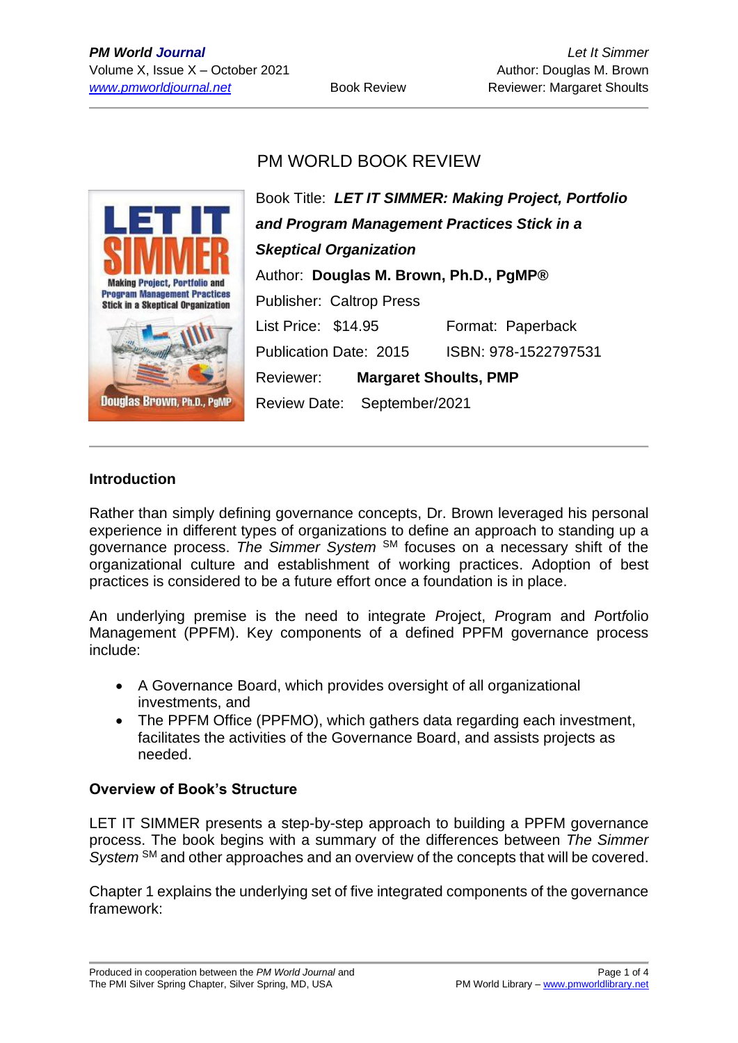# PM WORLD BOOK REVIEW

Book Title: ***LET IT SIMMER: Making Project, Portfolio and Program Management Practices Stick in a Skeptical Organization***

Author: **Douglas M. Brown, Ph.D., PgMP®**

Publisher: Caltrop Press

List Price: $14.95 Format: Paperback

Publication Date: 2015 ISBN: 978-1522797531

Reviewer: **Margaret Shoults, PMP**

Review Date: September/2021

## Introduction

Rather than simply defining governance concepts, Dr. Brown leveraged his personal experience in different types of organizations to define an approach to standing up a governance process. *The Simmer System* SM focuses on a necessary shift of the organizational culture and establishment of working practices. Adoption of best practices is considered to be a future effort once a foundation is in place.

An underlying premise is the need to integrate *P*roject, *P*rogram and *P*ort*f*olio Management (PPFM). Key components of a defined PPFM governance process include:

- A Governance Board, which provides oversight of all organizational investments, and
- The PPFM Office (PPFMO), which gathers data regarding each investment, facilitates the activities of the Governance Board, and assists projects as needed.

## Overview of Book's Structure

LET IT SIMMER presents a step-by-step approach to building a PPFM governance process. The book begins with a summary of the differences between *The Simmer System* SM and other approaches and an overview of the concepts that will be covered.

Chapter 1 explains the underlying set of five integrated components of the governance framework: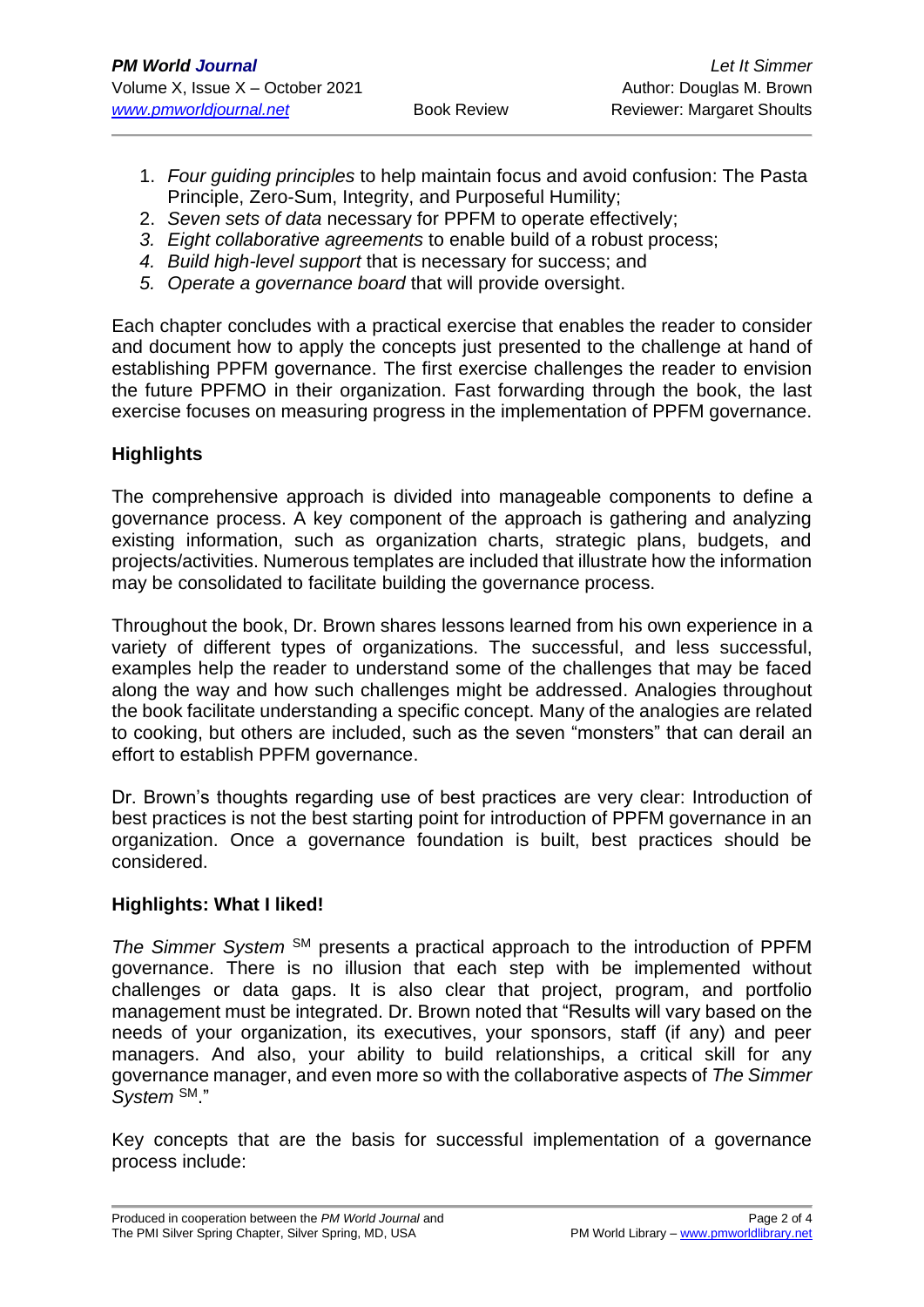1. *Four guiding principles* to help maintain focus and avoid confusion: The Pasta Principle, Zero-Sum, Integrity, and Purposeful Humility;
2. *Seven sets of data* necessary for PPFM to operate effectively;
3. *Eight collaborative agreements* to enable build of a robust process;
4. *Build high-level support* that is necessary for success; and
5. *Operate a governance board* that will provide oversight.

Each chapter concludes with a practical exercise that enables the reader to consider and document how to apply the concepts just presented to the challenge at hand of establishing PPFM governance. The first exercise challenges the reader to envision the future PPFMO in their organization. Fast forwarding through the book, the last exercise focuses on measuring progress in the implementation of PPFM governance.

**Highlights**

The comprehensive approach is divided into manageable components to define a governance process. A key component of the approach is gathering and analyzing existing information, such as organization charts, strategic plans, budgets, and projects/activities. Numerous templates are included that illustrate how the information may be consolidated to facilitate building the governance process.

Throughout the book, Dr. Brown shares lessons learned from his own experience in a variety of different types of organizations. The successful, and less successful, examples help the reader to understand some of the challenges that may be faced along the way and how such challenges might be addressed. Analogies throughout the book facilitate understanding a specific concept. Many of the analogies are related to cooking, but others are included, such as the seven "monsters" that can derail an effort to establish PPFM governance.

Dr. Brown's thoughts regarding use of best practices are very clear: Introduction of best practices is not the best starting point for introduction of PPFM governance in an organization. Once a governance foundation is built, best practices should be considered.

**Highlights: What I liked!**

*The Simmer System* SM presents a practical approach to the introduction of PPFM governance. There is no illusion that each step with be implemented without challenges or data gaps. It is also clear that project, program, and portfolio management must be integrated. Dr. Brown noted that "Results will vary based on the needs of your organization, its executives, your sponsors, staff (if any) and peer managers. And also, your ability to build relationships, a critical skill for any governance manager, and even more so with the collaborative aspects of *The Simmer System* SM."

Key concepts that are the basis for successful implementation of a governance process include: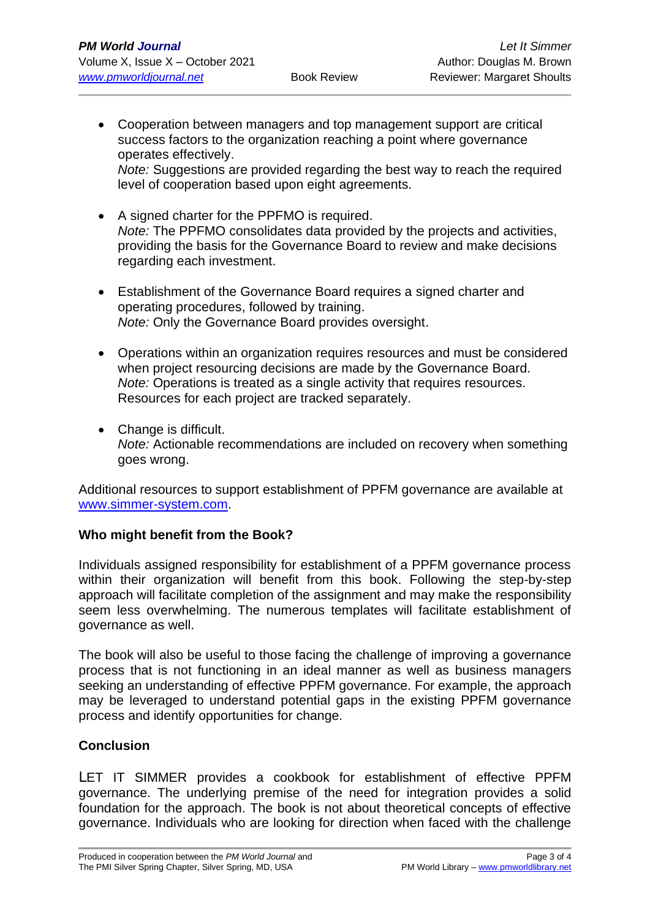- Cooperation between managers and top management support are critical success factors to the organization reaching a point where governance operates effectively.
  *Note:* Suggestions are provided regarding the best way to reach the required level of cooperation based upon eight agreements.

- A signed charter for the PPFMO is required.
  *Note:* The PPFMO consolidates data provided by the projects and activities, providing the basis for the Governance Board to review and make decisions regarding each investment.

- Establishment of the Governance Board requires a signed charter and operating procedures, followed by training.
  *Note:* Only the Governance Board provides oversight.

- Operations within an organization requires resources and must be considered when project resourcing decisions are made by the Governance Board.
  *Note:* Operations is treated as a single activity that requires resources. Resources for each project are tracked separately.

- Change is difficult.
  *Note:* Actionable recommendations are included on recovery when something goes wrong.

Additional resources to support establishment of PPFM governance are available at [www.simmer-system.com](http://www.simmer-system.com).

**Who might benefit from the Book?**

Individuals assigned responsibility for establishment of a PPFM governance process within their organization will benefit from this book. Following the step-by-step approach will facilitate completion of the assignment and may make the responsibility seem less overwhelming. The numerous templates will facilitate establishment of governance as well.

The book will also be useful to those facing the challenge of improving a governance process that is not functioning in an ideal manner as well as business managers seeking an understanding of effective PPFM governance. For example, the approach may be leveraged to understand potential gaps in the existing PPFM governance process and identify opportunities for change.

**Conclusion**

LET IT SIMMER provides a cookbook for establishment of effective PPFM governance. The underlying premise of the need for integration provides a solid foundation for the approach. The book is not about theoretical concepts of effective governance. Individuals who are looking for direction when faced with the challenge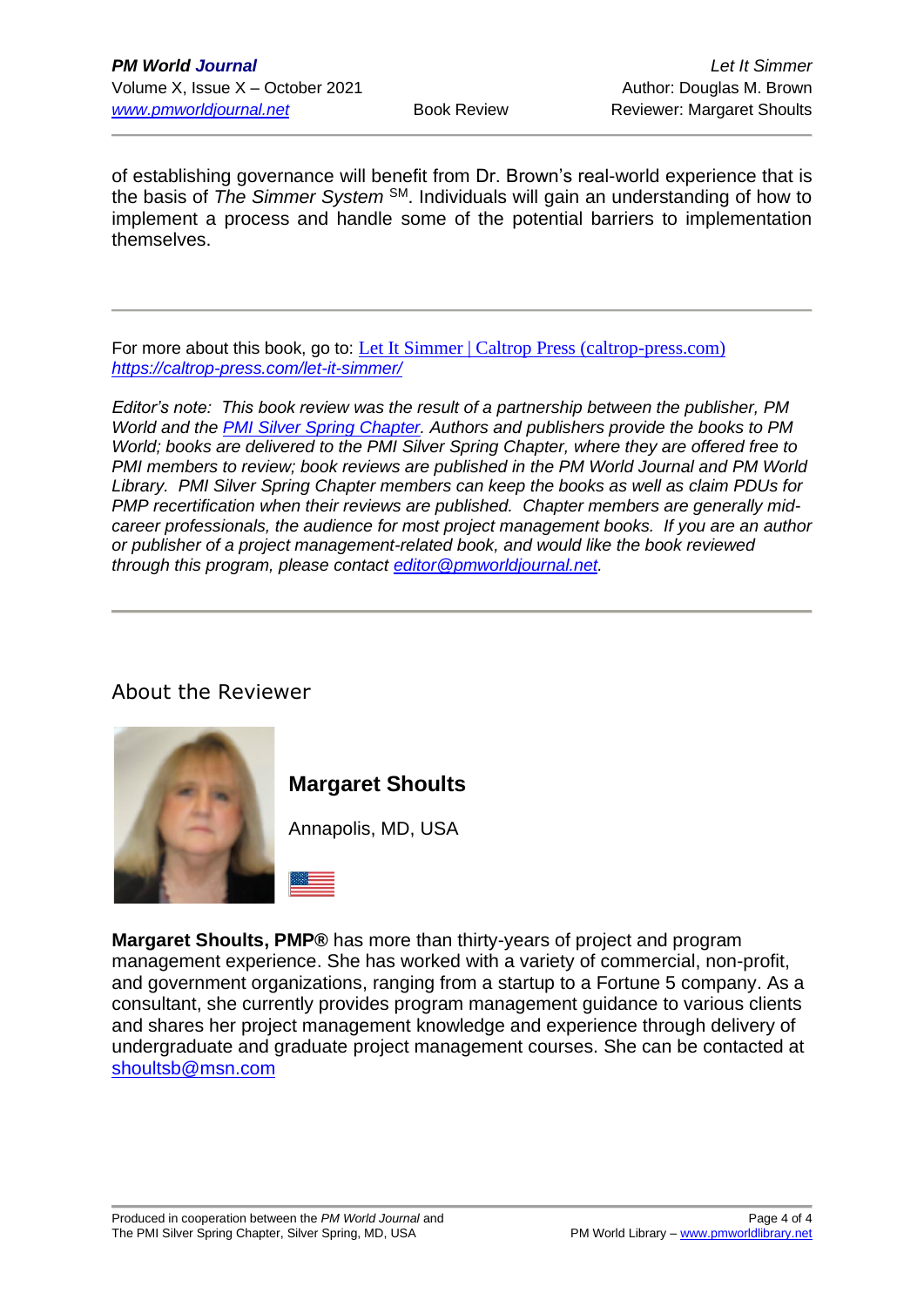of establishing governance will benefit from Dr. Brown's real-world experience that is the basis of *The Simmer System* SM. Individuals will gain an understanding of how to implement a process and handle some of the potential barriers to implementation themselves.

---

For more about this book, go to: [Let It Simmer | Caltrop Press (caltrop-press.com)](https://caltrop-press.com/let-it-simmer/)
*https://caltrop-press.com/let-it-simmer/*

*Editor's note: This book review was the result of a partnership between the publisher, PM World and the PMI Silver Spring Chapter. Authors and publishers provide the books to PM World; books are delivered to the PMI Silver Spring Chapter, where they are offered free to PMI members to review; book reviews are published in the PM World Journal and PM World Library. PMI Silver Spring Chapter members can keep the books as well as claim PDUs for PMP recertification when their reviews are published. Chapter members are generally mid-career professionals, the audience for most project management books. If you are an author or publisher of a project management-related book, and would like the book reviewed through this program, please contact editor@pmworldjournal.net.*

---

## About the Reviewer

### Margaret Shoults

Annapolis, MD, USA

**Margaret Shoults, PMP®** has more than thirty-years of project and program management experience. She has worked with a variety of commercial, non-profit, and government organizations, ranging from a startup to a Fortune 5 company. As a consultant, she currently provides program management guidance to various clients and shares her project management knowledge and experience through delivery of undergraduate and graduate project management courses. She can be contacted at shoultsb@msn.com